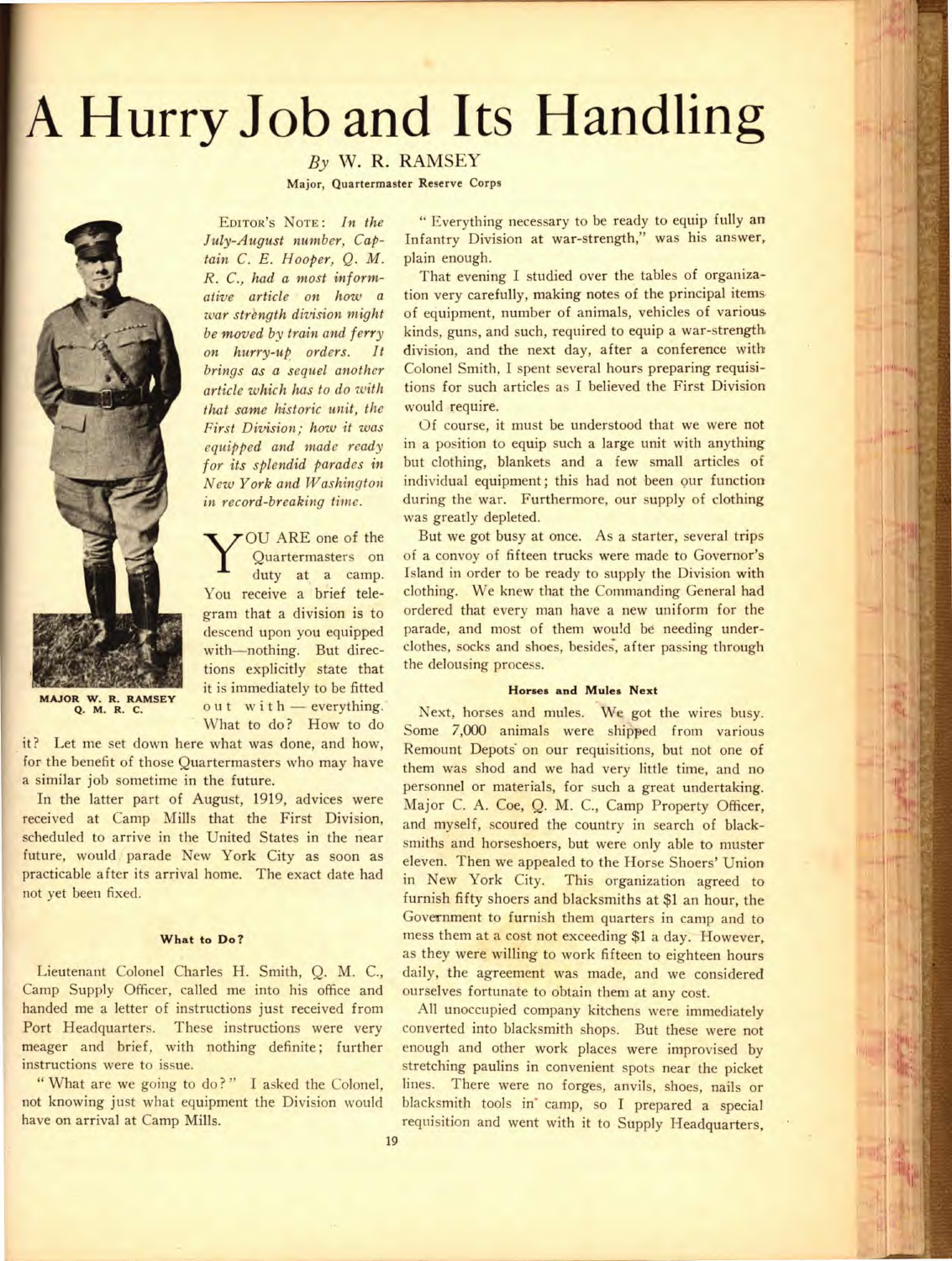# A Hurry Job and Its Handling

*By* W. R. RAMSEY

Major, Quartermaster Reserve Corps

MAJOR W. R. RAMSEY
Q. M. R. C.

EDITOR'S NOTE: *In the July-August number, Captain C. E. Hooper, Q. M. R. C., had a most informative article on how a war strength division might be moved by train and ferry on hurry-up orders. It brings as a sequel another article which has to do with that same historic unit, the First Division; how it was equipped and made ready for its splendid parades in New York and Washington in record-breaking time.*

YOU ARE one of the Quartermasters on duty at a camp. You receive a brief telegram that a division is to descend upon you equipped with—nothing. But directions explicitly state that it is immediately to be fitted out with — everything. What to do? How to do it? Let me set down here what was done, and how, for the benefit of those Quartermasters who may have a similar job sometime in the future.

In the latter part of August, 1919, advices were received at Camp Mills that the First Division, scheduled to arrive in the United States in the near future, would parade New York City as soon as practicable after its arrival home. The exact date had not yet been fixed.

#### What to Do?

Lieutenant Colonel Charles H. Smith, Q. M. C., Camp Supply Officer, called me into his office and handed me a letter of instructions just received from Port Headquarters. These instructions were very meager and brief, with nothing definite; further instructions were to issue.

"What are we going to do?" I asked the Colonel, not knowing just what equipment the Division would have on arrival at Camp Mills.

"Everything necessary to be ready to equip fully an Infantry Division at war-strength," was his answer, plain enough.

That evening I studied over the tables of organization very carefully, making notes of the principal items of equipment, number of animals, vehicles of various kinds, guns, and such, required to equip a war-strength division, and the next day, after a conference with Colonel Smith, I spent several hours preparing requisitions for such articles as I believed the First Division would require.

Of course, it must be understood that we were not in a position to equip such a large unit with anything but clothing, blankets and a few small articles of individual equipment; this had not been our function during the war. Furthermore, our supply of clothing was greatly depleted.

But we got busy at once. As a starter, several trips of a convoy of fifteen trucks were made to Governor's Island in order to be ready to supply the Division with clothing. We knew that the Commanding General had ordered that every man have a new uniform for the parade, and most of them would be needing underclothes, socks and shoes, besides, after passing through the delousing process.

#### Horses and Mules Next

Next, horses and mules. We got the wires busy. Some 7,000 animals were shipped from various Remount Depots on our requisitions, but not one of them was shod and we had very little time, and no personnel or materials, for such a great undertaking. Major C. A. Coe, Q. M. C., Camp Property Officer, and myself, scoured the country in search of blacksmiths and horseshoers, but were only able to muster eleven. Then we appealed to the Horse Shoers' Union in New York City. This organization agreed to furnish fifty shoers and blacksmiths at $1 an hour, the Government to furnish them quarters in camp and to mess them at a cost not exceeding $1 a day. However, as they were willing to work fifteen to eighteen hours daily, the agreement was made, and we considered ourselves fortunate to obtain them at any cost.

All unoccupied company kitchens were immediately converted into blacksmith shops. But these were not enough and other work places were improvised by stretching paulins in convenient spots near the picket lines. There were no forges, anvils, shoes, nails or blacksmith tools in camp, so I prepared a special requisition and went with it to Supply Headquarters,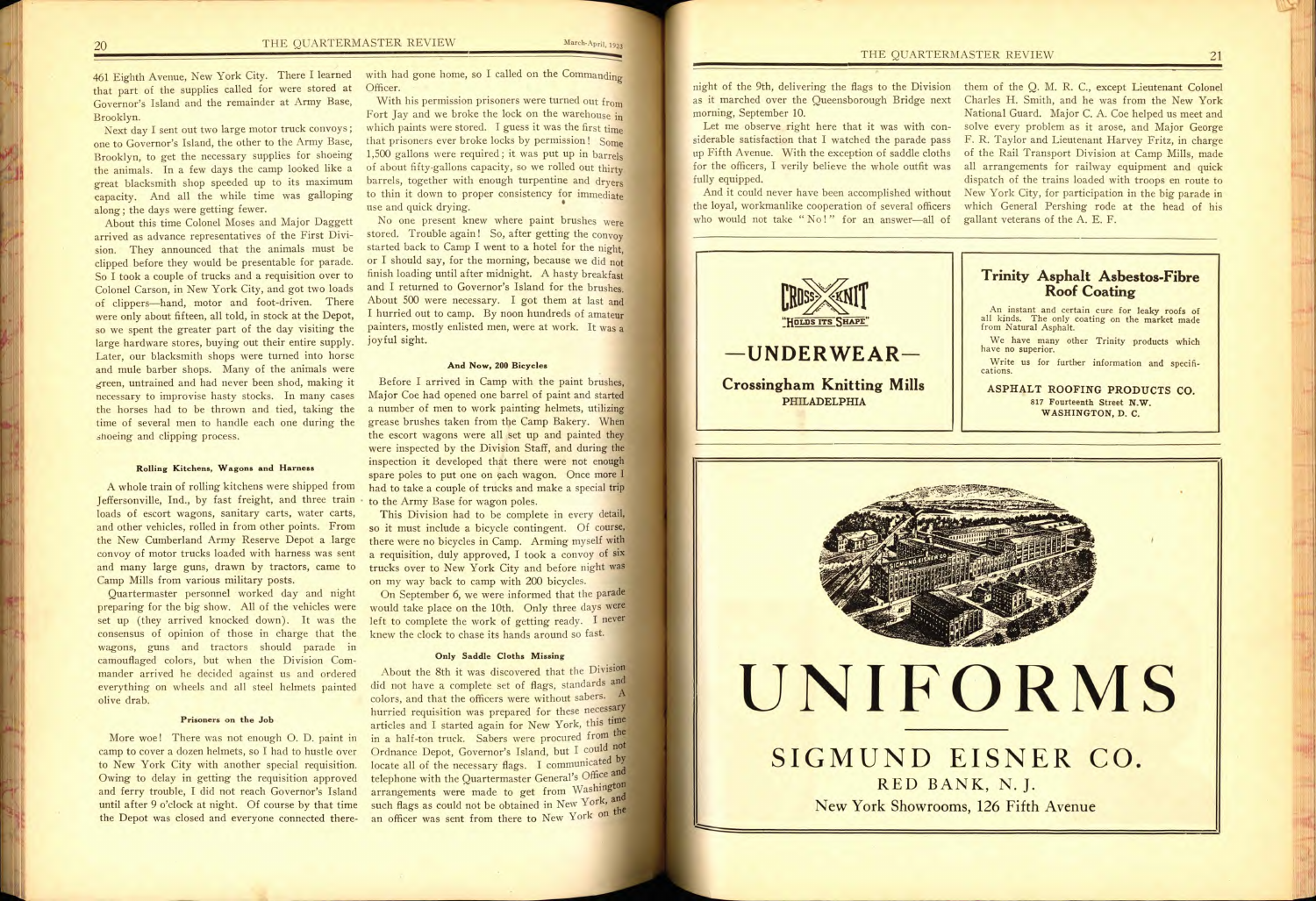461 Eighth Avenue, New York City. There I learned that part of the supplies called for were stored at Governor's Island and the remainder at Army Base, Brooklyn.

Next day I sent out two large motor truck convoys; one to Governor's Island, the other to the Army Base, Brooklyn, to get the necessary supplies for shoeing the animals. In a few days the camp looked like a great blacksmith shop speeded up to its maximum capacity. And all the while time was galloping along; the days were getting fewer.

About this time Colonel Moses and Major Daggett arrived as advance representatives of the First Division. They announced that the animals must be clipped before they would be presentable for parade. So I took a couple of trucks and a requisition over to Colonel Carson, in New York City, and got two loads of clippers—hand, motor and foot-driven. There were only about fifteen, all told, in stock at the Depot, so we spent the greater part of the day visiting the large hardware stores, buying out their entire supply. Later, our blacksmith shops were turned into horse and mule barber shops. Many of the animals were green, untrained and had never been shod, making it necessary to improvise hasty stocks. In many cases the horses had to be thrown and tied, taking the time of several men to handle each one during the shoeing and clipping process.

#### Rolling Kitchens, Wagons and Harness

A whole train of rolling kitchens were shipped from Jeffersonville, Ind., by fast freight, and three train loads of escort wagons, sanitary carts, water carts, and other vehicles, rolled in from other points. From the New Cumberland Army Reserve Depot a large convoy of motor trucks loaded with harness was sent and many large guns, drawn by tractors, came to Camp Mills from various military posts.

Quartermaster personnel worked day and night preparing for the big show. All of the vehicles were set up (they arrived knocked down). It was the consensus of opinion of those in charge that the wagons, guns and tractors should parade in camouflaged colors, but when the Division Commander arrived he decided against us and ordered everything on wheels and all steel helmets painted olive drab.

#### Prisoners on the Job

More woe! There was not enough O. D. paint in camp to cover a dozen helmets, so I had to hustle over to New York City with another special requisition. Owing to delay in getting the requisition approved and ferry trouble, I did not reach Governor's Island until after 9 o'clock at night. Of course by that time the Depot was closed and everyone connected therewith had gone home, so I called on the Commanding Officer.

With his permission prisoners were turned out from Fort Jay and we broke the lock on the warehouse in which paints were stored. I guess it was the first time that prisoners ever broke locks by permission! Some 1,500 gallons were required; it was put up in barrels of about fifty-gallons capacity, so we rolled out thirty barrels, together with enough turpentine and dryers to thin it down to proper consistency for immediate use and quick drying.

No one present knew where paint brushes were stored. Trouble again! So, after getting the convoy started back to Camp I went to a hotel for the night, or I should say, for the morning, because we did not finish loading until after midnight. A hasty breakfast and I returned to Governor's Island for the brushes. About 500 were necessary. I got them at last and I hurried out to camp. By noon hundreds of amateur painters, mostly enlisted men, were at work. It was a joyful sight.

#### And Now, 200 Bicycles

Before I arrived in Camp with the paint brushes, Major Coe had opened one barrel of paint and started a number of men to work painting helmets, utilizing grease brushes taken from the Camp Bakery. When the escort wagons were all set up and painted they were inspected by the Division Staff, and during the inspection it developed that there were not enough spare poles to put one on each wagon. Once more I had to take a couple of trucks and make a special trip to the Army Base for wagon poles.

This Division had to be complete in every detail, so it must include a bicycle contingent. Of course, there were no bicycles in Camp. Arming myself with a requisition, duly approved, I took a convoy of six trucks over to New York City and before night was on my way back to camp with 200 bicycles.

On September 6, we were informed that the parade would take place on the 10th. Only three days were left to complete the work of getting ready. I never knew the clock to chase its hands around so fast.

#### Only Saddle Cloths Missing

About the 8th it was discovered that the Division did not have a complete set of flags, standards and colors, and that the officers were without sabers. A hurried requisition was prepared for these necessary articles and I started again for New York, this time in a half-ton truck. Sabers were procured from the Ordnance Depot, Governor's Island, but I could not locate all of the necessary flags. I communicated by telephone with the Quartermaster General's Office and arrangements were made to get from Washington such flags as could not be obtained in New York, and an officer was sent from there to New York on the night of the 9th, delivering the flags to the Division as it marched over the Queensborough Bridge next morning, September 10.

Let me observe right here that it was with considerable satisfaction that I watched the parade pass up Fifth Avenue. With the exception of saddle cloths for the officers, I verily believe the whole outfit was fully equipped.

And it could never have been accomplished without the loyal, workmanlike cooperation of several officers who would not take "No!" for an answer—all of them of the Q. M. R. C., except Lieutenant Colonel Charles H. Smith, and he was from the New York National Guard. Major C. A. Coe helped us meet and solve every problem as it arose, and Major George F. R. Taylor and Lieutenant Harvey Fritz, in charge of the Rail Transport Division at Camp Mills, made all arrangements for railway equipment and quick dispatch of the trains loaded with troops en route to New York City, for participation in the big parade in which General Pershing rode at the head of his gallant veterans of the A. E. F.

---

CROSS-KNIT
"HOLDS ITS SHAPE"

—UNDERWEAR—

**Crossingham Knitting Mills**
PHILADELPHIA

---

**Trinity Asphalt Asbestos-Fibre Roof Coating**

An instant and certain cure for leaky roofs of all kinds. The only coating on the market made from Natural Asphalt.

We have many other Trinity products which have no superior.

Write us for further information and specifications.

ASPHALT ROOFING PRODUCTS CO.
817 Fourteenth Street N.W.
WASHINGTON, D. C.

---

# UNIFORMS

SIGMUND EISNER CO.
RED BANK, N. J.
New York Showrooms, 126 Fifth Avenue